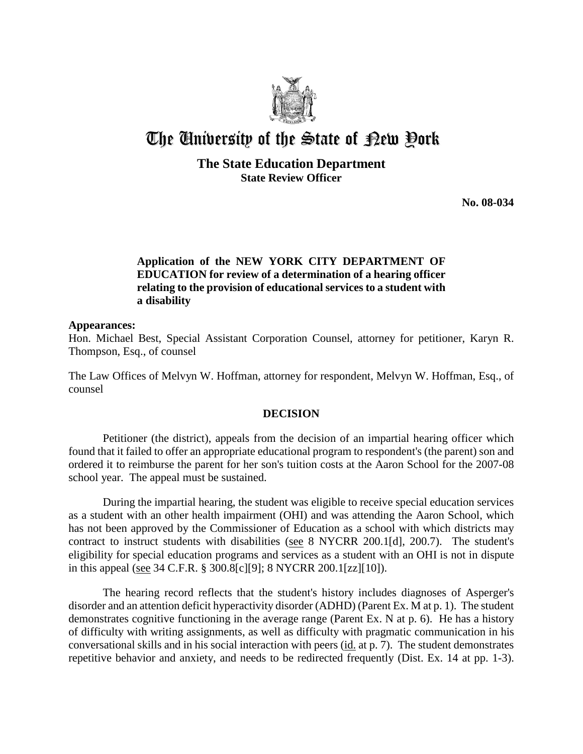# The University of the State of New York

**The State Education Department**
**State Review Officer**

**No. 08-034**

**Application of the NEW YORK CITY DEPARTMENT OF EDUCATION for review of a determination of a hearing officer relating to the provision of educational services to a student with a disability**

**Appearances:**

Hon. Michael Best, Special Assistant Corporation Counsel, attorney for petitioner, Karyn R. Thompson, Esq., of counsel

The Law Offices of Melvyn W. Hoffman, attorney for respondent, Melvyn W. Hoffman, Esq., of counsel

## DECISION

Petitioner (the district), appeals from the decision of an impartial hearing officer which found that it failed to offer an appropriate educational program to respondent's (the parent) son and ordered it to reimburse the parent for her son's tuition costs at the Aaron School for the 2007-08 school year. The appeal must be sustained.

During the impartial hearing, the student was eligible to receive special education services as a student with an other health impairment (OHI) and was attending the Aaron School, which has not been approved by the Commissioner of Education as a school with which districts may contract to instruct students with disabilities (see 8 NYCRR 200.1[d], 200.7). The student's eligibility for special education programs and services as a student with an OHI is not in dispute in this appeal (see 34 C.F.R. § 300.8[c][9]; 8 NYCRR 200.1[zz][10]).

The hearing record reflects that the student's history includes diagnoses of Asperger's disorder and an attention deficit hyperactivity disorder (ADHD) (Parent Ex. M at p. 1). The student demonstrates cognitive functioning in the average range (Parent Ex. N at p. 6). He has a history of difficulty with writing assignments, as well as difficulty with pragmatic communication in his conversational skills and in his social interaction with peers (id. at p. 7). The student demonstrates repetitive behavior and anxiety, and needs to be redirected frequently (Dist. Ex. 14 at pp. 1-3).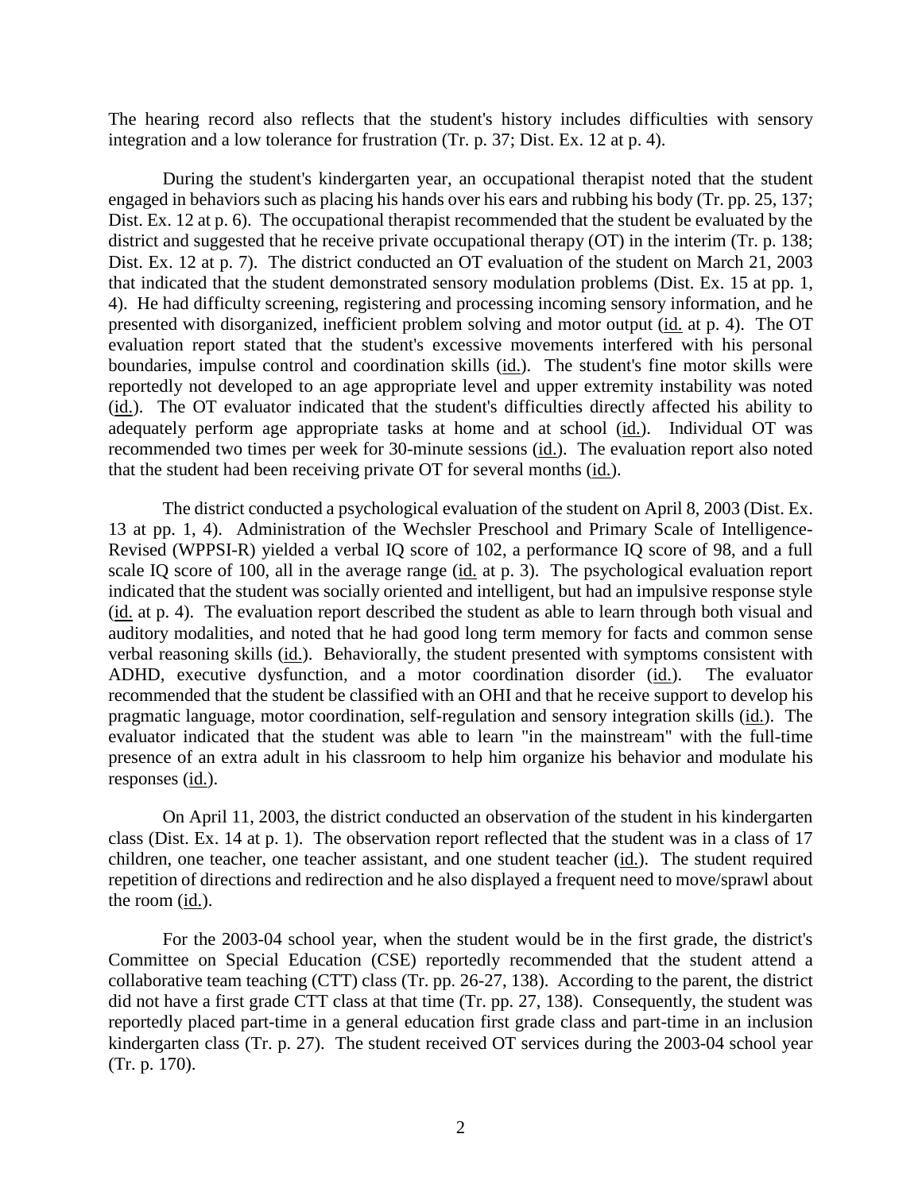The hearing record also reflects that the student's history includes difficulties with sensory integration and a low tolerance for frustration (Tr. p. 37; Dist. Ex. 12 at p. 4).

During the student's kindergarten year, an occupational therapist noted that the student engaged in behaviors such as placing his hands over his ears and rubbing his body (Tr. pp. 25, 137; Dist. Ex. 12 at p. 6). The occupational therapist recommended that the student be evaluated by the district and suggested that he receive private occupational therapy (OT) in the interim (Tr. p. 138; Dist. Ex. 12 at p. 7). The district conducted an OT evaluation of the student on March 21, 2003 that indicated that the student demonstrated sensory modulation problems (Dist. Ex. 15 at pp. 1, 4). He had difficulty screening, registering and processing incoming sensory information, and he presented with disorganized, inefficient problem solving and motor output (id. at p. 4). The OT evaluation report stated that the student's excessive movements interfered with his personal boundaries, impulse control and coordination skills (id.). The student's fine motor skills were reportedly not developed to an age appropriate level and upper extremity instability was noted (id.). The OT evaluator indicated that the student's difficulties directly affected his ability to adequately perform age appropriate tasks at home and at school (id.). Individual OT was recommended two times per week for 30-minute sessions (id.). The evaluation report also noted that the student had been receiving private OT for several months (id.).

The district conducted a psychological evaluation of the student on April 8, 2003 (Dist. Ex. 13 at pp. 1, 4). Administration of the Wechsler Preschool and Primary Scale of Intelligence-Revised (WPPSI-R) yielded a verbal IQ score of 102, a performance IQ score of 98, and a full scale IQ score of 100, all in the average range (id. at p. 3). The psychological evaluation report indicated that the student was socially oriented and intelligent, but had an impulsive response style (id. at p. 4). The evaluation report described the student as able to learn through both visual and auditory modalities, and noted that he had good long term memory for facts and common sense verbal reasoning skills (id.). Behaviorally, the student presented with symptoms consistent with ADHD, executive dysfunction, and a motor coordination disorder (id.). The evaluator recommended that the student be classified with an OHI and that he receive support to develop his pragmatic language, motor coordination, self-regulation and sensory integration skills (id.). The evaluator indicated that the student was able to learn "in the mainstream" with the full-time presence of an extra adult in his classroom to help him organize his behavior and modulate his responses (id.).

On April 11, 2003, the district conducted an observation of the student in his kindergarten class (Dist. Ex. 14 at p. 1). The observation report reflected that the student was in a class of 17 children, one teacher, one teacher assistant, and one student teacher (id.). The student required repetition of directions and redirection and he also displayed a frequent need to move/sprawl about the room (id.).

For the 2003-04 school year, when the student would be in the first grade, the district's Committee on Special Education (CSE) reportedly recommended that the student attend a collaborative team teaching (CTT) class (Tr. pp. 26-27, 138). According to the parent, the district did not have a first grade CTT class at that time (Tr. pp. 27, 138). Consequently, the student was reportedly placed part-time in a general education first grade class and part-time in an inclusion kindergarten class (Tr. p. 27). The student received OT services during the 2003-04 school year (Tr. p. 170).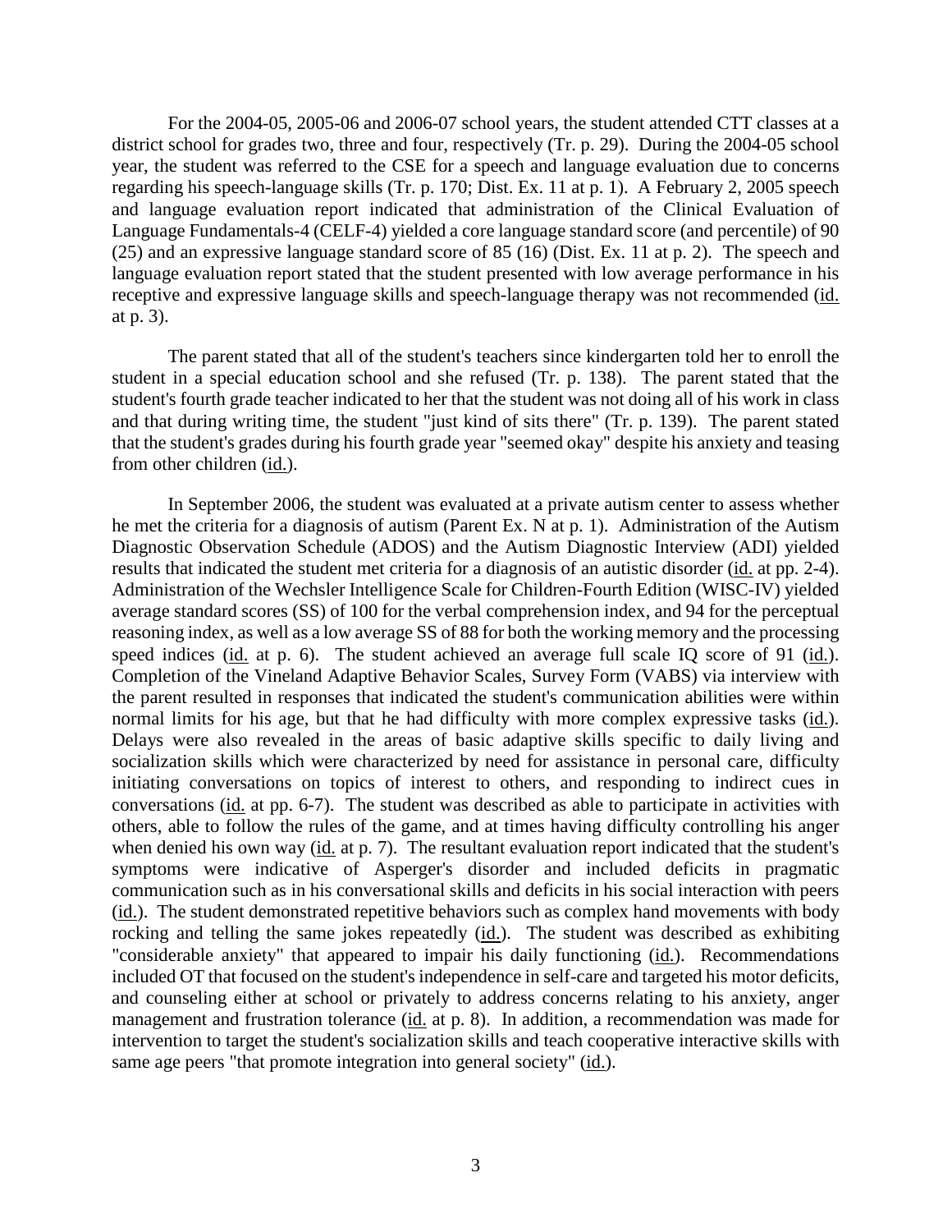For the 2004-05, 2005-06 and 2006-07 school years, the student attended CTT classes at a district school for grades two, three and four, respectively (Tr. p. 29). During the 2004-05 school year, the student was referred to the CSE for a speech and language evaluation due to concerns regarding his speech-language skills (Tr. p. 170; Dist. Ex. 11 at p. 1). A February 2, 2005 speech and language evaluation report indicated that administration of the Clinical Evaluation of Language Fundamentals-4 (CELF-4) yielded a core language standard score (and percentile) of 90 (25) and an expressive language standard score of 85 (16) (Dist. Ex. 11 at p. 2). The speech and language evaluation report stated that the student presented with low average performance in his receptive and expressive language skills and speech-language therapy was not recommended (id. at p. 3).

The parent stated that all of the student's teachers since kindergarten told her to enroll the student in a special education school and she refused (Tr. p. 138). The parent stated that the student's fourth grade teacher indicated to her that the student was not doing all of his work in class and that during writing time, the student "just kind of sits there" (Tr. p. 139). The parent stated that the student's grades during his fourth grade year "seemed okay" despite his anxiety and teasing from other children (id.).

In September 2006, the student was evaluated at a private autism center to assess whether he met the criteria for a diagnosis of autism (Parent Ex. N at p. 1). Administration of the Autism Diagnostic Observation Schedule (ADOS) and the Autism Diagnostic Interview (ADI) yielded results that indicated the student met criteria for a diagnosis of an autistic disorder (id. at pp. 2-4). Administration of the Wechsler Intelligence Scale for Children-Fourth Edition (WISC-IV) yielded average standard scores (SS) of 100 for the verbal comprehension index, and 94 for the perceptual reasoning index, as well as a low average SS of 88 for both the working memory and the processing speed indices (id. at p. 6). The student achieved an average full scale IQ score of 91 (id.). Completion of the Vineland Adaptive Behavior Scales, Survey Form (VABS) via interview with the parent resulted in responses that indicated the student's communication abilities were within normal limits for his age, but that he had difficulty with more complex expressive tasks (id.). Delays were also revealed in the areas of basic adaptive skills specific to daily living and socialization skills which were characterized by need for assistance in personal care, difficulty initiating conversations on topics of interest to others, and responding to indirect cues in conversations (id. at pp. 6-7). The student was described as able to participate in activities with others, able to follow the rules of the game, and at times having difficulty controlling his anger when denied his own way (id. at p. 7). The resultant evaluation report indicated that the student's symptoms were indicative of Asperger's disorder and included deficits in pragmatic communication such as in his conversational skills and deficits in his social interaction with peers (id.). The student demonstrated repetitive behaviors such as complex hand movements with body rocking and telling the same jokes repeatedly (id.). The student was described as exhibiting "considerable anxiety" that appeared to impair his daily functioning (id.). Recommendations included OT that focused on the student's independence in self-care and targeted his motor deficits, and counseling either at school or privately to address concerns relating to his anxiety, anger management and frustration tolerance (id. at p. 8). In addition, a recommendation was made for intervention to target the student's socialization skills and teach cooperative interactive skills with same age peers "that promote integration into general society" (id.).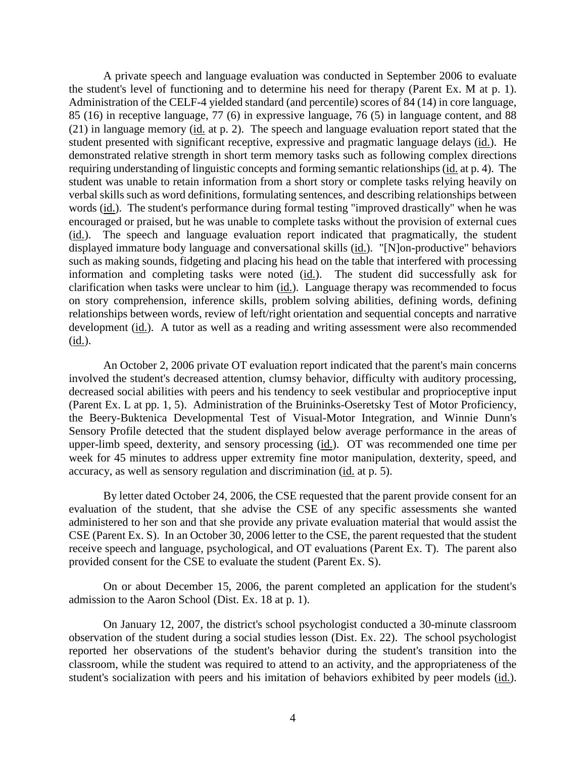A private speech and language evaluation was conducted in September 2006 to evaluate the student's level of functioning and to determine his need for therapy (Parent Ex. M at p. 1). Administration of the CELF-4 yielded standard (and percentile) scores of 84 (14) in core language, 85 (16) in receptive language, 77 (6) in expressive language, 76 (5) in language content, and 88 (21) in language memory (id. at p. 2). The speech and language evaluation report stated that the student presented with significant receptive, expressive and pragmatic language delays (id.). He demonstrated relative strength in short term memory tasks such as following complex directions requiring understanding of linguistic concepts and forming semantic relationships (id. at p. 4). The student was unable to retain information from a short story or complete tasks relying heavily on verbal skills such as word definitions, formulating sentences, and describing relationships between words (id.). The student's performance during formal testing "improved drastically" when he was encouraged or praised, but he was unable to complete tasks without the provision of external cues (id.). The speech and language evaluation report indicated that pragmatically, the student displayed immature body language and conversational skills (id.). "[N]on-productive" behaviors such as making sounds, fidgeting and placing his head on the table that interfered with processing information and completing tasks were noted (id.). The student did successfully ask for clarification when tasks were unclear to him (id.). Language therapy was recommended to focus on story comprehension, inference skills, problem solving abilities, defining words, defining relationships between words, review of left/right orientation and sequential concepts and narrative development (id.). A tutor as well as a reading and writing assessment were also recommended (id.).

An October 2, 2006 private OT evaluation report indicated that the parent's main concerns involved the student's decreased attention, clumsy behavior, difficulty with auditory processing, decreased social abilities with peers and his tendency to seek vestibular and proprioceptive input (Parent Ex. L at pp. 1, 5). Administration of the Bruininks-Oseretsky Test of Motor Proficiency, the Beery-Buktenica Developmental Test of Visual-Motor Integration, and Winnie Dunn's Sensory Profile detected that the student displayed below average performance in the areas of upper-limb speed, dexterity, and sensory processing (id.). OT was recommended one time per week for 45 minutes to address upper extremity fine motor manipulation, dexterity, speed, and accuracy, as well as sensory regulation and discrimination (id. at p. 5).

By letter dated October 24, 2006, the CSE requested that the parent provide consent for an evaluation of the student, that she advise the CSE of any specific assessments she wanted administered to her son and that she provide any private evaluation material that would assist the CSE (Parent Ex. S). In an October 30, 2006 letter to the CSE, the parent requested that the student receive speech and language, psychological, and OT evaluations (Parent Ex. T). The parent also provided consent for the CSE to evaluate the student (Parent Ex. S).

On or about December 15, 2006, the parent completed an application for the student's admission to the Aaron School (Dist. Ex. 18 at p. 1).

On January 12, 2007, the district's school psychologist conducted a 30-minute classroom observation of the student during a social studies lesson (Dist. Ex. 22). The school psychologist reported her observations of the student's behavior during the student's transition into the classroom, while the student was required to attend to an activity, and the appropriateness of the student's socialization with peers and his imitation of behaviors exhibited by peer models (id.).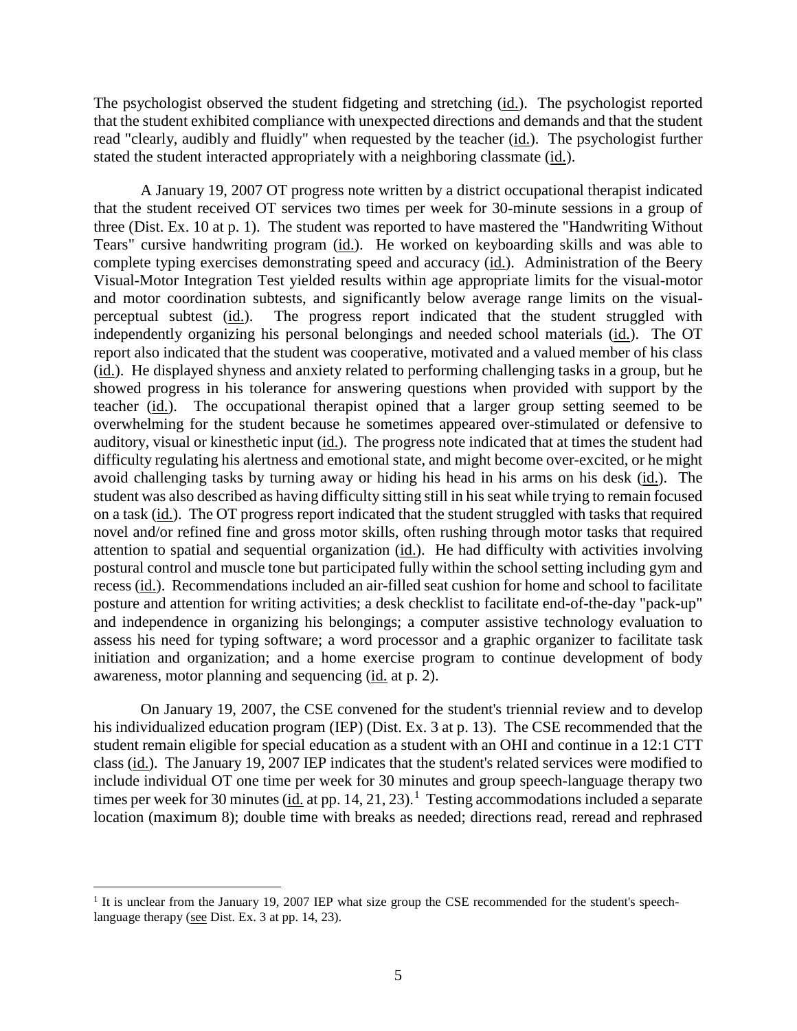The psychologist observed the student fidgeting and stretching (id.). The psychologist reported that the student exhibited compliance with unexpected directions and demands and that the student read "clearly, audibly and fluidly" when requested by the teacher (id.). The psychologist further stated the student interacted appropriately with a neighboring classmate (id.).

A January 19, 2007 OT progress note written by a district occupational therapist indicated that the student received OT services two times per week for 30-minute sessions in a group of three (Dist. Ex. 10 at p. 1). The student was reported to have mastered the "Handwriting Without Tears" cursive handwriting program (id.). He worked on keyboarding skills and was able to complete typing exercises demonstrating speed and accuracy (id.). Administration of the Beery Visual-Motor Integration Test yielded results within age appropriate limits for the visual-motor and motor coordination subtests, and significantly below average range limits on the visual-perceptual subtest (id.). The progress report indicated that the student struggled with independently organizing his personal belongings and needed school materials (id.). The OT report also indicated that the student was cooperative, motivated and a valued member of his class (id.). He displayed shyness and anxiety related to performing challenging tasks in a group, but he showed progress in his tolerance for answering questions when provided with support by the teacher (id.). The occupational therapist opined that a larger group setting seemed to be overwhelming for the student because he sometimes appeared over-stimulated or defensive to auditory, visual or kinesthetic input (id.). The progress note indicated that at times the student had difficulty regulating his alertness and emotional state, and might become over-excited, or he might avoid challenging tasks by turning away or hiding his head in his arms on his desk (id.). The student was also described as having difficulty sitting still in his seat while trying to remain focused on a task (id.). The OT progress report indicated that the student struggled with tasks that required novel and/or refined fine and gross motor skills, often rushing through motor tasks that required attention to spatial and sequential organization (id.). He had difficulty with activities involving postural control and muscle tone but participated fully within the school setting including gym and recess (id.). Recommendations included an air-filled seat cushion for home and school to facilitate posture and attention for writing activities; a desk checklist to facilitate end-of-the-day "pack-up" and independence in organizing his belongings; a computer assistive technology evaluation to assess his need for typing software; a word processor and a graphic organizer to facilitate task initiation and organization; and a home exercise program to continue development of body awareness, motor planning and sequencing (id. at p. 2).

On January 19, 2007, the CSE convened for the student's triennial review and to develop his individualized education program (IEP) (Dist. Ex. 3 at p. 13). The CSE recommended that the student remain eligible for special education as a student with an OHI and continue in a 12:1 CTT class (id.). The January 19, 2007 IEP indicates that the student's related services were modified to include individual OT one time per week for 30 minutes and group speech-language therapy two times per week for 30 minutes (id. at pp. 14, 21, 23).[1] Testing accommodations included a separate location (maximum 8); double time with breaks as needed; directions read, reread and rephrased

[1] It is unclear from the January 19, 2007 IEP what size group the CSE recommended for the student's speech-language therapy (see Dist. Ex. 3 at pp. 14, 23).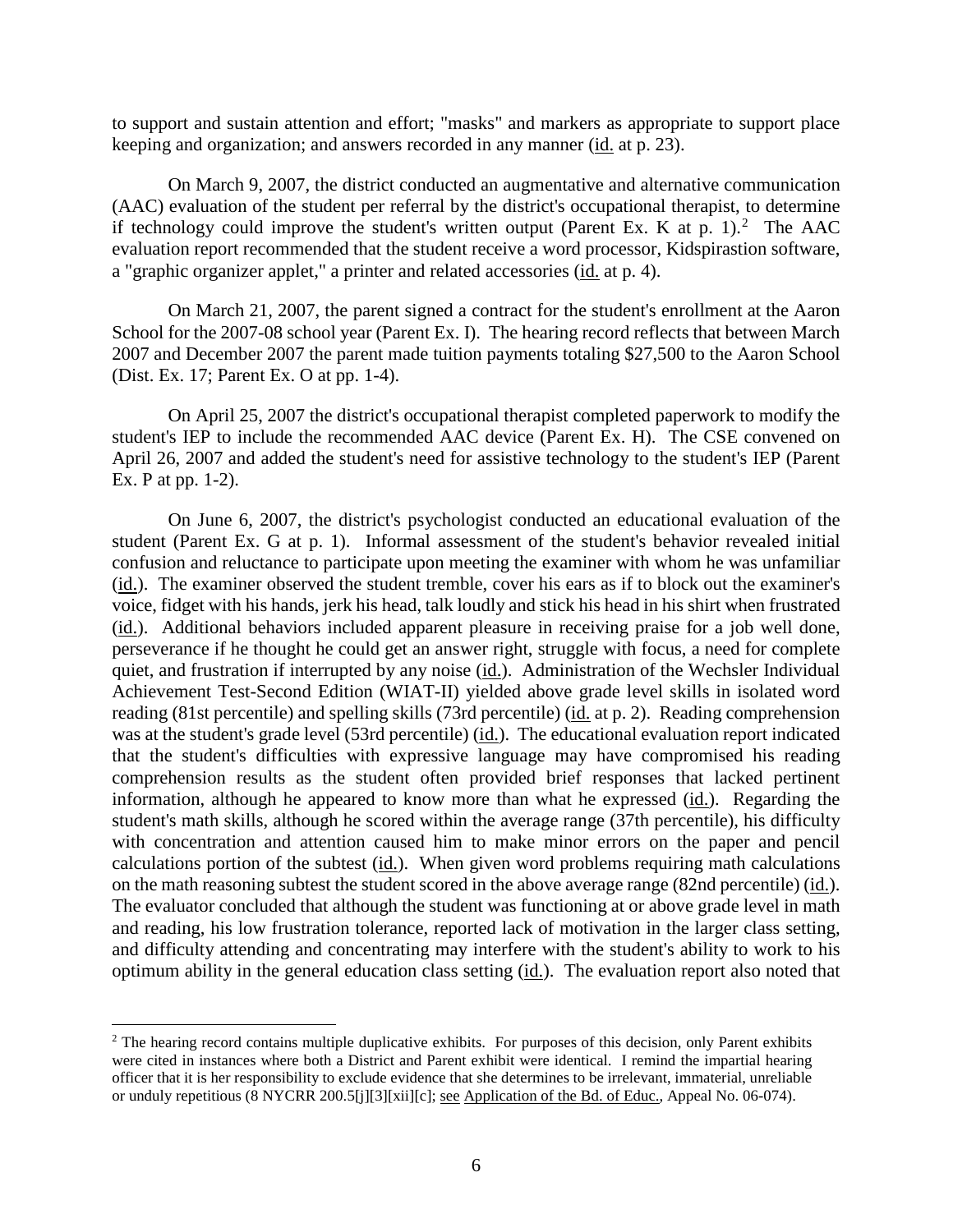to support and sustain attention and effort; "masks" and markers as appropriate to support place keeping and organization; and answers recorded in any manner (id. at p. 23).

On March 9, 2007, the district conducted an augmentative and alternative communication (AAC) evaluation of the student per referral by the district's occupational therapist, to determine if technology could improve the student's written output (Parent Ex. K at p. 1).[2] The AAC evaluation report recommended that the student receive a word processor, Kidspirastion software, a "graphic organizer applet," a printer and related accessories (id. at p. 4).

On March 21, 2007, the parent signed a contract for the student's enrollment at the Aaron School for the 2007-08 school year (Parent Ex. I). The hearing record reflects that between March 2007 and December 2007 the parent made tuition payments totaling $27,500 to the Aaron School (Dist. Ex. 17; Parent Ex. O at pp. 1-4).

On April 25, 2007 the district's occupational therapist completed paperwork to modify the student's IEP to include the recommended AAC device (Parent Ex. H). The CSE convened on April 26, 2007 and added the student's need for assistive technology to the student's IEP (Parent Ex. P at pp. 1-2).

On June 6, 2007, the district's psychologist conducted an educational evaluation of the student (Parent Ex. G at p. 1). Informal assessment of the student's behavior revealed initial confusion and reluctance to participate upon meeting the examiner with whom he was unfamiliar (id.). The examiner observed the student tremble, cover his ears as if to block out the examiner's voice, fidget with his hands, jerk his head, talk loudly and stick his head in his shirt when frustrated (id.). Additional behaviors included apparent pleasure in receiving praise for a job well done, perseverance if he thought he could get an answer right, struggle with focus, a need for complete quiet, and frustration if interrupted by any noise (id.). Administration of the Wechsler Individual Achievement Test-Second Edition (WIAT-II) yielded above grade level skills in isolated word reading (81st percentile) and spelling skills (73rd percentile) (id. at p. 2). Reading comprehension was at the student's grade level (53rd percentile) (id.). The educational evaluation report indicated that the student's difficulties with expressive language may have compromised his reading comprehension results as the student often provided brief responses that lacked pertinent information, although he appeared to know more than what he expressed (id.). Regarding the student's math skills, although he scored within the average range (37th percentile), his difficulty with concentration and attention caused him to make minor errors on the paper and pencil calculations portion of the subtest (id.). When given word problems requiring math calculations on the math reasoning subtest the student scored in the above average range (82nd percentile) (id.). The evaluator concluded that although the student was functioning at or above grade level in math and reading, his low frustration tolerance, reported lack of motivation in the larger class setting, and difficulty attending and concentrating may interfere with the student's ability to work to his optimum ability in the general education class setting (id.). The evaluation report also noted that

[2] The hearing record contains multiple duplicative exhibits. For purposes of this decision, only Parent exhibits were cited in instances where both a District and Parent exhibit were identical. I remind the impartial hearing officer that it is her responsibility to exclude evidence that she determines to be irrelevant, immaterial, unreliable or unduly repetitious (8 NYCRR 200.5[j][3][xii][c]; see Application of the Bd. of Educ., Appeal No. 06-074).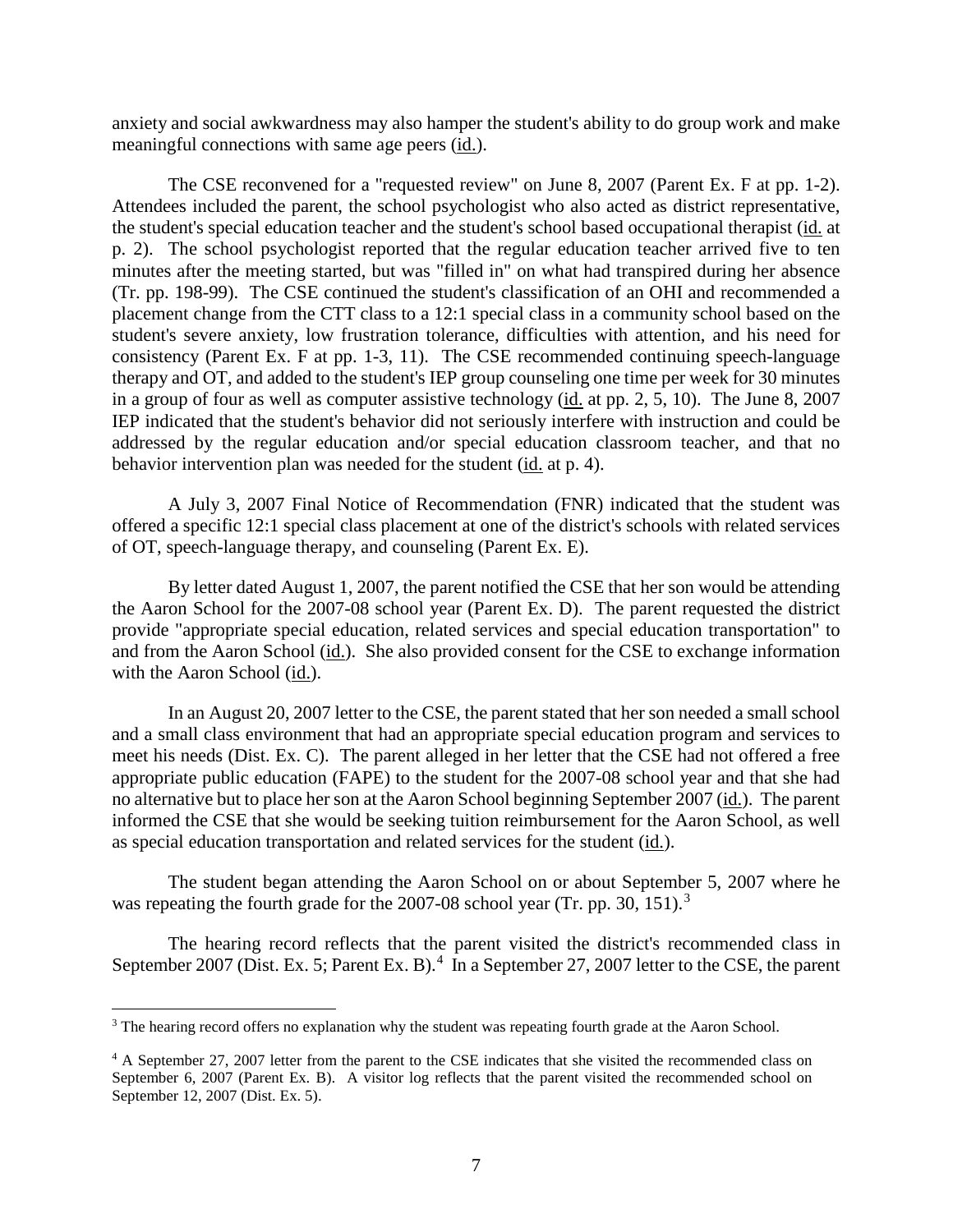anxiety and social awkwardness may also hamper the student's ability to do group work and make meaningful connections with same age peers (id.).

The CSE reconvened for a "requested review" on June 8, 2007 (Parent Ex. F at pp. 1-2). Attendees included the parent, the school psychologist who also acted as district representative, the student's special education teacher and the student's school based occupational therapist (id. at p. 2). The school psychologist reported that the regular education teacher arrived five to ten minutes after the meeting started, but was "filled in" on what had transpired during her absence (Tr. pp. 198-99). The CSE continued the student's classification of an OHI and recommended a placement change from the CTT class to a 12:1 special class in a community school based on the student's severe anxiety, low frustration tolerance, difficulties with attention, and his need for consistency (Parent Ex. F at pp. 1-3, 11). The CSE recommended continuing speech-language therapy and OT, and added to the student's IEP group counseling one time per week for 30 minutes in a group of four as well as computer assistive technology (id. at pp. 2, 5, 10). The June 8, 2007 IEP indicated that the student's behavior did not seriously interfere with instruction and could be addressed by the regular education and/or special education classroom teacher, and that no behavior intervention plan was needed for the student (id. at p. 4).

A July 3, 2007 Final Notice of Recommendation (FNR) indicated that the student was offered a specific 12:1 special class placement at one of the district's schools with related services of OT, speech-language therapy, and counseling (Parent Ex. E).

By letter dated August 1, 2007, the parent notified the CSE that her son would be attending the Aaron School for the 2007-08 school year (Parent Ex. D). The parent requested the district provide "appropriate special education, related services and special education transportation" to and from the Aaron School (id.). She also provided consent for the CSE to exchange information with the Aaron School (id.).

In an August 20, 2007 letter to the CSE, the parent stated that her son needed a small school and a small class environment that had an appropriate special education program and services to meet his needs (Dist. Ex. C). The parent alleged in her letter that the CSE had not offered a free appropriate public education (FAPE) to the student for the 2007-08 school year and that she had no alternative but to place her son at the Aaron School beginning September 2007 (id.). The parent informed the CSE that she would be seeking tuition reimbursement for the Aaron School, as well as special education transportation and related services for the student (id.).

The student began attending the Aaron School on or about September 5, 2007 where he was repeating the fourth grade for the 2007-08 school year (Tr. pp. 30, 151).[3]

The hearing record reflects that the parent visited the district's recommended class in September 2007 (Dist. Ex. 5; Parent Ex. B).[4] In a September 27, 2007 letter to the CSE, the parent

[3] The hearing record offers no explanation why the student was repeating fourth grade at the Aaron School.

[4] A September 27, 2007 letter from the parent to the CSE indicates that she visited the recommended class on September 6, 2007 (Parent Ex. B). A visitor log reflects that the parent visited the recommended school on September 12, 2007 (Dist. Ex. 5).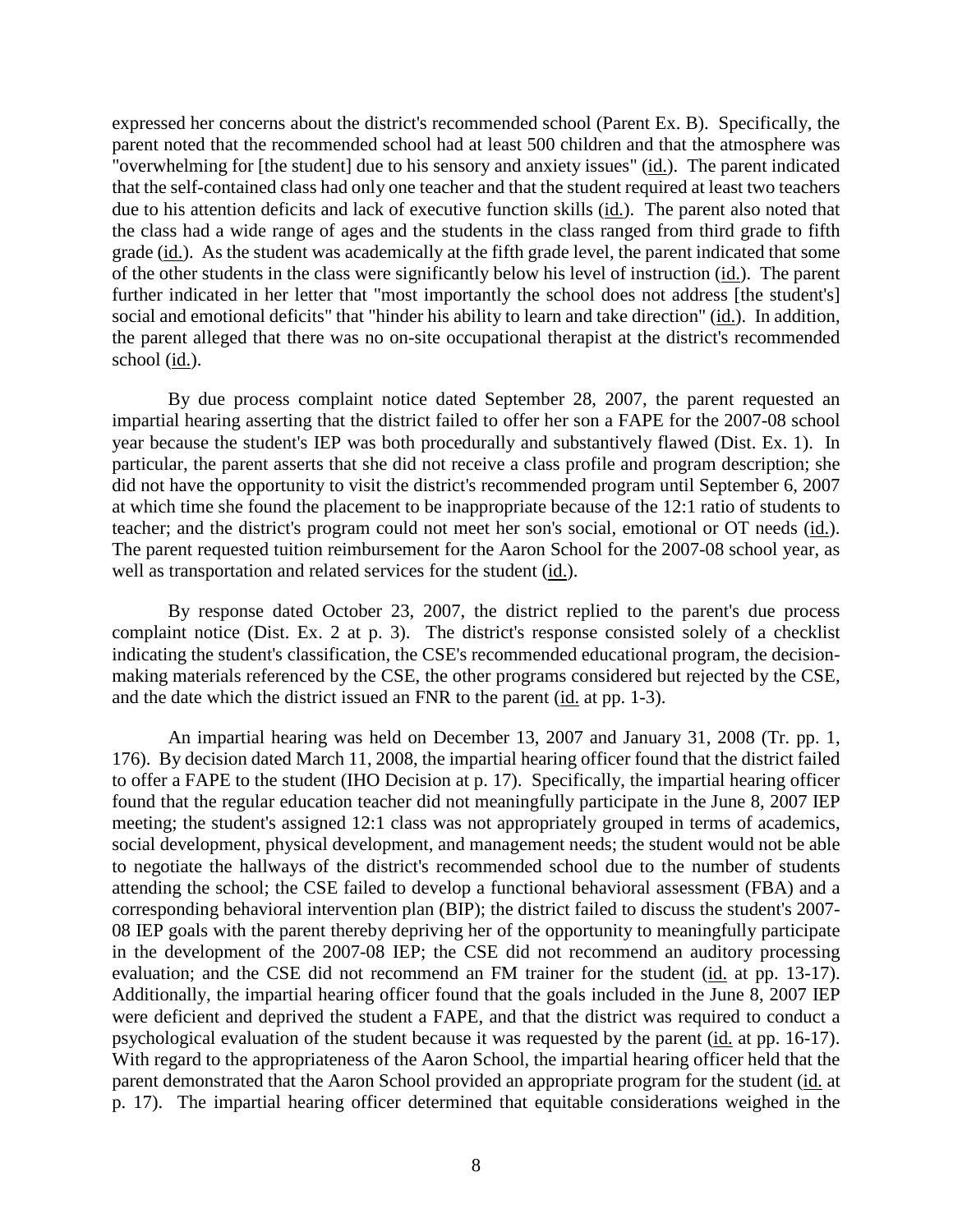expressed her concerns about the district's recommended school (Parent Ex. B). Specifically, the parent noted that the recommended school had at least 500 children and that the atmosphere was "overwhelming for [the student] due to his sensory and anxiety issues" (id.). The parent indicated that the self-contained class had only one teacher and that the student required at least two teachers due to his attention deficits and lack of executive function skills (id.). The parent also noted that the class had a wide range of ages and the students in the class ranged from third grade to fifth grade (id.). As the student was academically at the fifth grade level, the parent indicated that some of the other students in the class were significantly below his level of instruction (id.). The parent further indicated in her letter that "most importantly the school does not address [the student's] social and emotional deficits" that "hinder his ability to learn and take direction" (id.). In addition, the parent alleged that there was no on-site occupational therapist at the district's recommended school (id.).

By due process complaint notice dated September 28, 2007, the parent requested an impartial hearing asserting that the district failed to offer her son a FAPE for the 2007-08 school year because the student's IEP was both procedurally and substantively flawed (Dist. Ex. 1). In particular, the parent asserts that she did not receive a class profile and program description; she did not have the opportunity to visit the district's recommended program until September 6, 2007 at which time she found the placement to be inappropriate because of the 12:1 ratio of students to teacher; and the district's program could not meet her son's social, emotional or OT needs (id.). The parent requested tuition reimbursement for the Aaron School for the 2007-08 school year, as well as transportation and related services for the student (id.).

By response dated October 23, 2007, the district replied to the parent's due process complaint notice (Dist. Ex. 2 at p. 3). The district's response consisted solely of a checklist indicating the student's classification, the CSE's recommended educational program, the decision-making materials referenced by the CSE, the other programs considered but rejected by the CSE, and the date which the district issued an FNR to the parent (id. at pp. 1-3).

An impartial hearing was held on December 13, 2007 and January 31, 2008 (Tr. pp. 1, 176). By decision dated March 11, 2008, the impartial hearing officer found that the district failed to offer a FAPE to the student (IHO Decision at p. 17). Specifically, the impartial hearing officer found that the regular education teacher did not meaningfully participate in the June 8, 2007 IEP meeting; the student's assigned 12:1 class was not appropriately grouped in terms of academics, social development, physical development, and management needs; the student would not be able to negotiate the hallways of the district's recommended school due to the number of students attending the school; the CSE failed to develop a functional behavioral assessment (FBA) and a corresponding behavioral intervention plan (BIP); the district failed to discuss the student's 2007-08 IEP goals with the parent thereby depriving her of the opportunity to meaningfully participate in the development of the 2007-08 IEP; the CSE did not recommend an auditory processing evaluation; and the CSE did not recommend an FM trainer for the student (id. at pp. 13-17). Additionally, the impartial hearing officer found that the goals included in the June 8, 2007 IEP were deficient and deprived the student a FAPE, and that the district was required to conduct a psychological evaluation of the student because it was requested by the parent (id. at pp. 16-17). With regard to the appropriateness of the Aaron School, the impartial hearing officer held that the parent demonstrated that the Aaron School provided an appropriate program for the student (id. at p. 17). The impartial hearing officer determined that equitable considerations weighed in the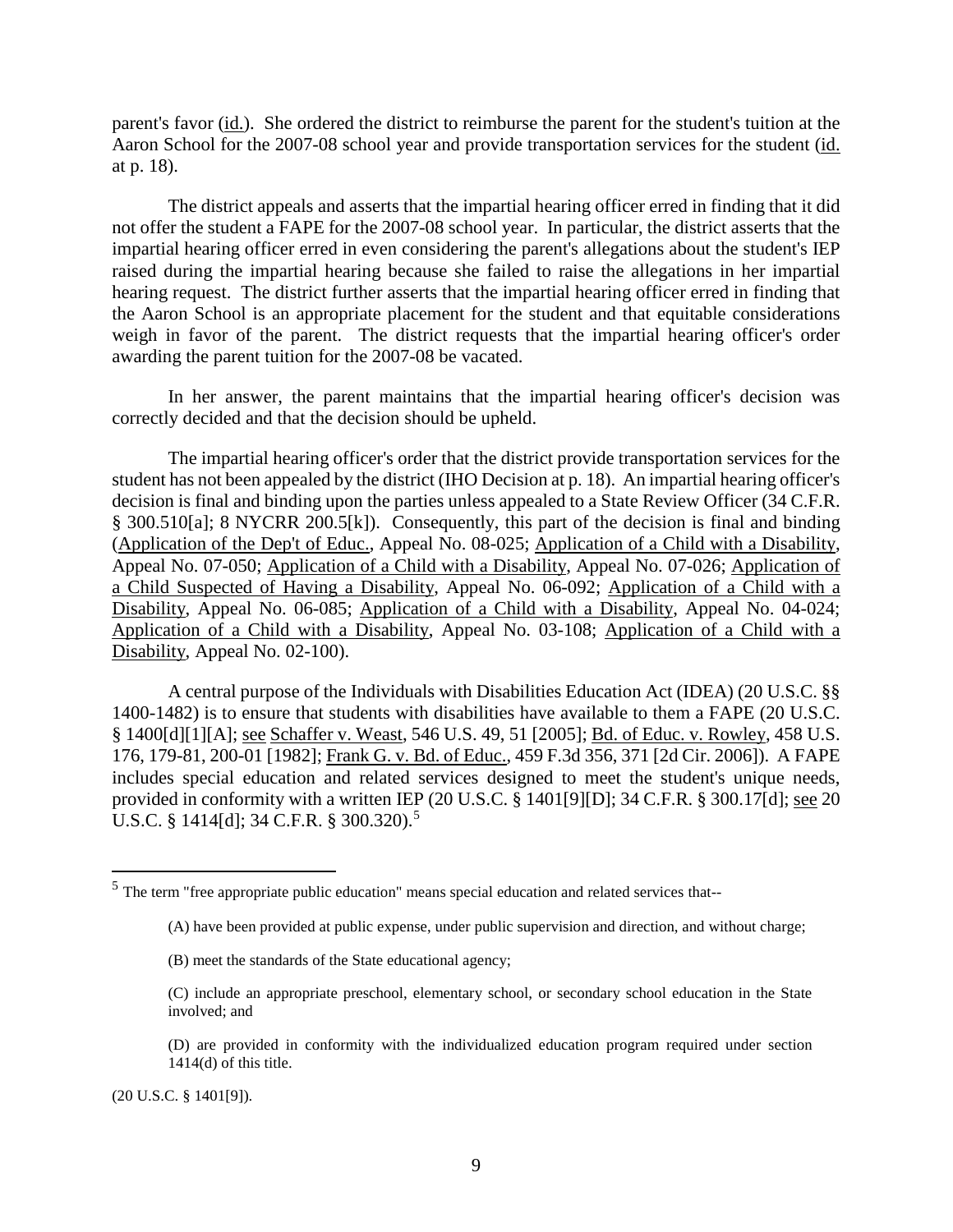parent's favor (id.). She ordered the district to reimburse the parent for the student's tuition at the Aaron School for the 2007-08 school year and provide transportation services for the student (id. at p. 18).

The district appeals and asserts that the impartial hearing officer erred in finding that it did not offer the student a FAPE for the 2007-08 school year. In particular, the district asserts that the impartial hearing officer erred in even considering the parent's allegations about the student's IEP raised during the impartial hearing because she failed to raise the allegations in her impartial hearing request. The district further asserts that the impartial hearing officer erred in finding that the Aaron School is an appropriate placement for the student and that equitable considerations weigh in favor of the parent. The district requests that the impartial hearing officer's order awarding the parent tuition for the 2007-08 be vacated.

In her answer, the parent maintains that the impartial hearing officer's decision was correctly decided and that the decision should be upheld.

The impartial hearing officer's order that the district provide transportation services for the student has not been appealed by the district (IHO Decision at p. 18). An impartial hearing officer's decision is final and binding upon the parties unless appealed to a State Review Officer (34 C.F.R. § 300.510[a]; 8 NYCRR 200.5[k]). Consequently, this part of the decision is final and binding (Application of the Dep't of Educ., Appeal No. 08-025; Application of a Child with a Disability, Appeal No. 07-050; Application of a Child with a Disability, Appeal No. 07-026; Application of a Child Suspected of Having a Disability, Appeal No. 06-092; Application of a Child with a Disability, Appeal No. 06-085; Application of a Child with a Disability, Appeal No. 04-024; Application of a Child with a Disability, Appeal No. 03-108; Application of a Child with a Disability, Appeal No. 02-100).

A central purpose of the Individuals with Disabilities Education Act (IDEA) (20 U.S.C. §§ 1400-1482) is to ensure that students with disabilities have available to them a FAPE (20 U.S.C. § 1400[d][1][A]; see Schaffer v. Weast, 546 U.S. 49, 51 [2005]; Bd. of Educ. v. Rowley, 458 U.S. 176, 179-81, 200-01 [1982]; Frank G. v. Bd. of Educ., 459 F.3d 356, 371 [2d Cir. 2006]). A FAPE includes special education and related services designed to meet the student's unique needs, provided in conformity with a written IEP (20 U.S.C. § 1401[9][D]; 34 C.F.R. § 300.17[d]; see 20 U.S.C. § 1414[d]; 34 C.F.R. § 300.320).[5]

---

[5] The term "free appropriate public education" means special education and related services that--

> (A) have been provided at public expense, under public supervision and direction, and without charge;
>
> (B) meet the standards of the State educational agency;
>
> (C) include an appropriate preschool, elementary school, or secondary school education in the State involved; and
>
> (D) are provided in conformity with the individualized education program required under section 1414(d) of this title.

(20 U.S.C. § 1401[9]).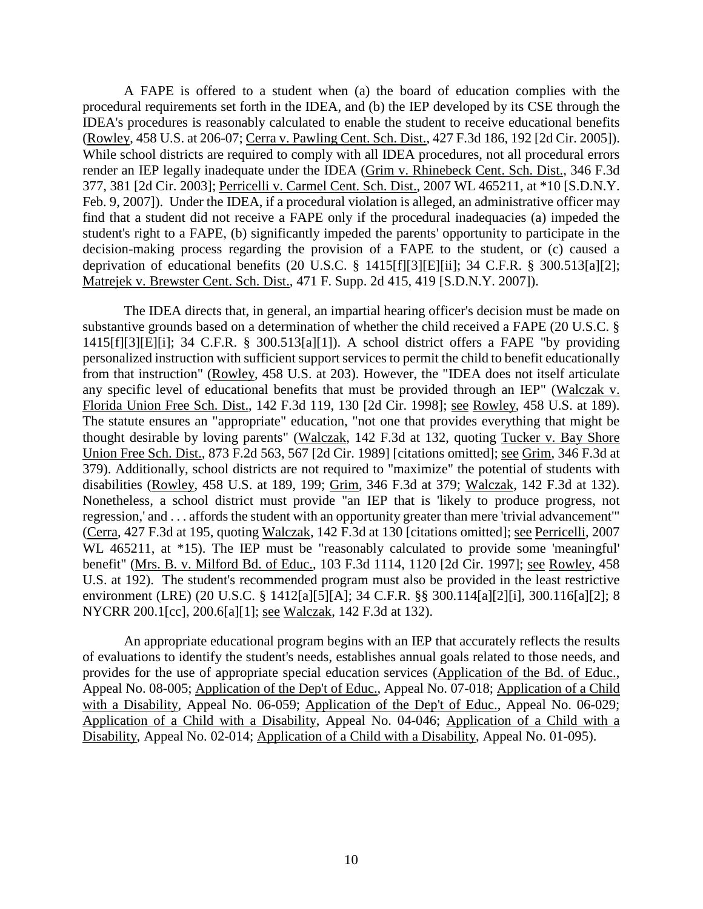A FAPE is offered to a student when (a) the board of education complies with the procedural requirements set forth in the IDEA, and (b) the IEP developed by its CSE through the IDEA's procedures is reasonably calculated to enable the student to receive educational benefits (Rowley, 458 U.S. at 206-07; Cerra v. Pawling Cent. Sch. Dist., 427 F.3d 186, 192 [2d Cir. 2005]). While school districts are required to comply with all IDEA procedures, not all procedural errors render an IEP legally inadequate under the IDEA (Grim v. Rhinebeck Cent. Sch. Dist., 346 F.3d 377, 381 [2d Cir. 2003]; Perricelli v. Carmel Cent. Sch. Dist., 2007 WL 465211, at *10 [S.D.N.Y. Feb. 9, 2007]). Under the IDEA, if a procedural violation is alleged, an administrative officer may find that a student did not receive a FAPE only if the procedural inadequacies (a) impeded the student's right to a FAPE, (b) significantly impeded the parents' opportunity to participate in the decision-making process regarding the provision of a FAPE to the student, or (c) caused a deprivation of educational benefits (20 U.S.C. § 1415[f][3][E][ii]; 34 C.F.R. § 300.513[a][2]; Matrejek v. Brewster Cent. Sch. Dist., 471 F. Supp. 2d 415, 419 [S.D.N.Y. 2007]).

The IDEA directs that, in general, an impartial hearing officer's decision must be made on substantive grounds based on a determination of whether the child received a FAPE (20 U.S.C. § 1415[f][3][E][i]; 34 C.F.R. § 300.513[a][1]). A school district offers a FAPE "by providing personalized instruction with sufficient support services to permit the child to benefit educationally from that instruction" (Rowley, 458 U.S. at 203). However, the "IDEA does not itself articulate any specific level of educational benefits that must be provided through an IEP" (Walczak v. Florida Union Free Sch. Dist., 142 F.3d 119, 130 [2d Cir. 1998]; see Rowley, 458 U.S. at 189). The statute ensures an "appropriate" education, "not one that provides everything that might be thought desirable by loving parents" (Walczak, 142 F.3d at 132, quoting Tucker v. Bay Shore Union Free Sch. Dist., 873 F.2d 563, 567 [2d Cir. 1989] [citations omitted]; see Grim, 346 F.3d at 379). Additionally, school districts are not required to "maximize" the potential of students with disabilities (Rowley, 458 U.S. at 189, 199; Grim, 346 F.3d at 379; Walczak, 142 F.3d at 132). Nonetheless, a school district must provide "an IEP that is 'likely to produce progress, not regression,' and . . . affords the student with an opportunity greater than mere 'trivial advancement'" (Cerra, 427 F.3d at 195, quoting Walczak, 142 F.3d at 130 [citations omitted]; see Perricelli, 2007 WL 465211, at *15). The IEP must be "reasonably calculated to provide some 'meaningful' benefit" (Mrs. B. v. Milford Bd. of Educ., 103 F.3d 1114, 1120 [2d Cir. 1997]; see Rowley, 458 U.S. at 192). The student's recommended program must also be provided in the least restrictive environment (LRE) (20 U.S.C. § 1412[a][5][A]; 34 C.F.R. §§ 300.114[a][2][i], 300.116[a][2]; 8 NYCRR 200.1[cc], 200.6[a][1]; see Walczak, 142 F.3d at 132).

An appropriate educational program begins with an IEP that accurately reflects the results of evaluations to identify the student's needs, establishes annual goals related to those needs, and provides for the use of appropriate special education services (Application of the Bd. of Educ., Appeal No. 08-005; Application of the Dep't of Educ., Appeal No. 07-018; Application of a Child with a Disability, Appeal No. 06-059; Application of the Dep't of Educ., Appeal No. 06-029; Application of a Child with a Disability, Appeal No. 04-046; Application of a Child with a Disability, Appeal No. 02-014; Application of a Child with a Disability, Appeal No. 01-095).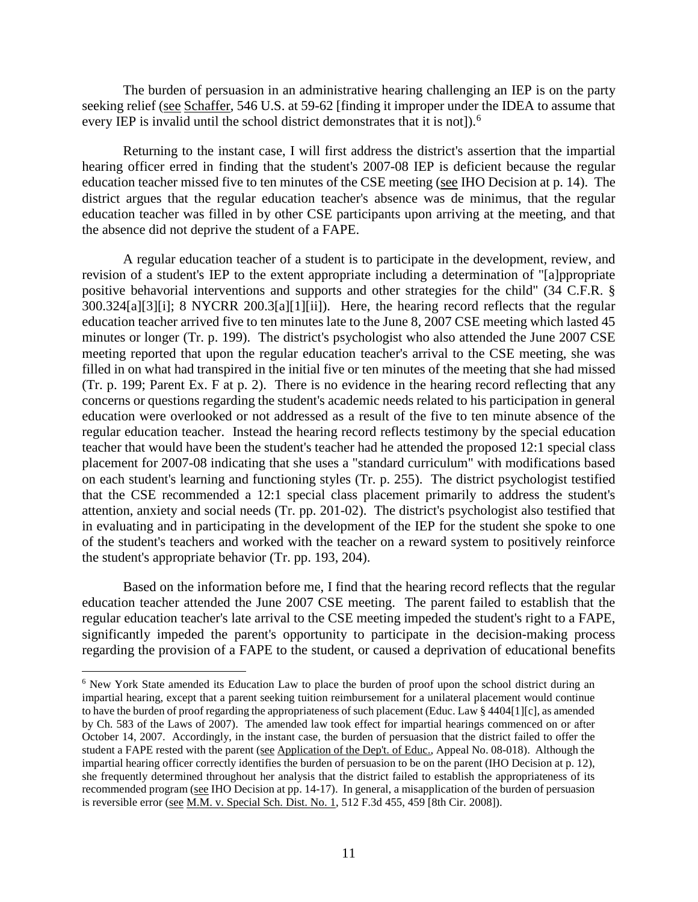The burden of persuasion in an administrative hearing challenging an IEP is on the party seeking relief (see Schaffer, 546 U.S. at 59-62 [finding it improper under the IDEA to assume that every IEP is invalid until the school district demonstrates that it is not]).[6]

Returning to the instant case, I will first address the district's assertion that the impartial hearing officer erred in finding that the student's 2007-08 IEP is deficient because the regular education teacher missed five to ten minutes of the CSE meeting (see IHO Decision at p. 14). The district argues that the regular education teacher's absence was de minimus, that the regular education teacher was filled in by other CSE participants upon arriving at the meeting, and that the absence did not deprive the student of a FAPE.

A regular education teacher of a student is to participate in the development, review, and revision of a student's IEP to the extent appropriate including a determination of "[a]ppropriate positive behavioral interventions and supports and other strategies for the child" (34 C.F.R. § 300.324[a][3][i]; 8 NYCRR 200.3[a][1][ii]). Here, the hearing record reflects that the regular education teacher arrived five to ten minutes late to the June 8, 2007 CSE meeting which lasted 45 minutes or longer (Tr. p. 199). The district's psychologist who also attended the June 2007 CSE meeting reported that upon the regular education teacher's arrival to the CSE meeting, she was filled in on what had transpired in the initial five or ten minutes of the meeting that she had missed (Tr. p. 199; Parent Ex. F at p. 2). There is no evidence in the hearing record reflecting that any concerns or questions regarding the student's academic needs related to his participation in general education were overlooked or not addressed as a result of the five to ten minute absence of the regular education teacher. Instead the hearing record reflects testimony by the special education teacher that would have been the student's teacher had he attended the proposed 12:1 special class placement for 2007-08 indicating that she uses a "standard curriculum" with modifications based on each student's learning and functioning styles (Tr. p. 255). The district psychologist testified that the CSE recommended a 12:1 special class placement primarily to address the student's attention, anxiety and social needs (Tr. pp. 201-02). The district's psychologist also testified that in evaluating and in participating in the development of the IEP for the student she spoke to one of the student's teachers and worked with the teacher on a reward system to positively reinforce the student's appropriate behavior (Tr. pp. 193, 204).

Based on the information before me, I find that the hearing record reflects that the regular education teacher attended the June 2007 CSE meeting. The parent failed to establish that the regular education teacher's late arrival to the CSE meeting impeded the student's right to a FAPE, significantly impeded the parent's opportunity to participate in the decision-making process regarding the provision of a FAPE to the student, or caused a deprivation of educational benefits

---

[6] New York State amended its Education Law to place the burden of proof upon the school district during an impartial hearing, except that a parent seeking tuition reimbursement for a unilateral placement would continue to have the burden of proof regarding the appropriateness of such placement (Educ. Law § 4404[1][c], as amended by Ch. 583 of the Laws of 2007). The amended law took effect for impartial hearings commenced on or after October 14, 2007. Accordingly, in the instant case, the burden of persuasion that the district failed to offer the student a FAPE rested with the parent (see Application of the Dep't. of Educ., Appeal No. 08-018). Although the impartial hearing officer correctly identifies the burden of persuasion to be on the parent (IHO Decision at p. 12), she frequently determined throughout her analysis that the district failed to establish the appropriateness of its recommended program (see IHO Decision at pp. 14-17). In general, a misapplication of the burden of persuasion is reversible error (see M.M. v. Special Sch. Dist. No. 1, 512 F.3d 455, 459 [8th Cir. 2008]).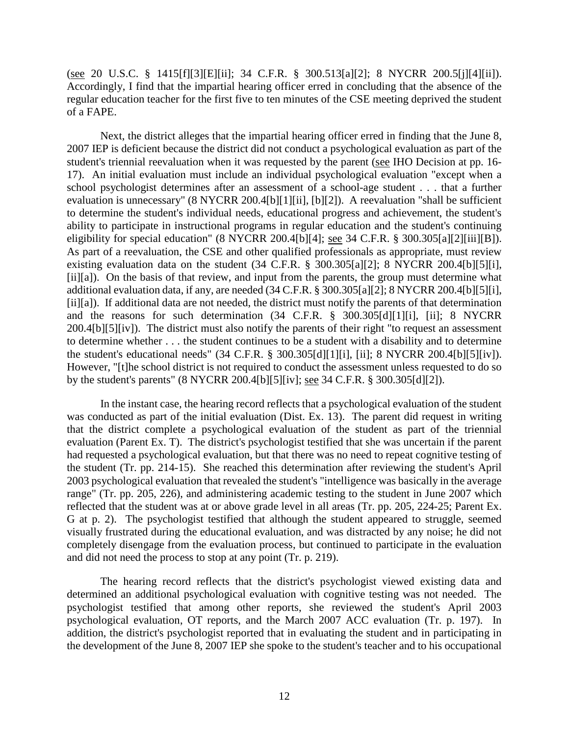(see 20 U.S.C. § 1415[f][3][E][ii]; 34 C.F.R. § 300.513[a][2]; 8 NYCRR 200.5[j][4][ii]). Accordingly, I find that the impartial hearing officer erred in concluding that the absence of the regular education teacher for the first five to ten minutes of the CSE meeting deprived the student of a FAPE.

Next, the district alleges that the impartial hearing officer erred in finding that the June 8, 2007 IEP is deficient because the district did not conduct a psychological evaluation as part of the student's triennial reevaluation when it was requested by the parent (see IHO Decision at pp. 16-17). An initial evaluation must include an individual psychological evaluation "except when a school psychologist determines after an assessment of a school-age student . . . that a further evaluation is unnecessary" (8 NYCRR 200.4[b][1][ii], [b][2]). A reevaluation "shall be sufficient to determine the student's individual needs, educational progress and achievement, the student's ability to participate in instructional programs in regular education and the student's continuing eligibility for special education" (8 NYCRR 200.4[b][4]; see 34 C.F.R. § 300.305[a][2][iii][B]). As part of a reevaluation, the CSE and other qualified professionals as appropriate, must review existing evaluation data on the student (34 C.F.R. § 300.305[a][2]; 8 NYCRR 200.4[b][5][i], [ii][a]). On the basis of that review, and input from the parents, the group must determine what additional evaluation data, if any, are needed (34 C.F.R. § 300.305[a][2]; 8 NYCRR 200.4[b][5][i], [ii][a]). If additional data are not needed, the district must notify the parents of that determination and the reasons for such determination (34 C.F.R. § 300.305[d][1][i], [ii]; 8 NYCRR 200.4[b][5][iv]). The district must also notify the parents of their right "to request an assessment to determine whether . . . the student continues to be a student with a disability and to determine the student's educational needs" (34 C.F.R. § 300.305[d][1][i], [ii]; 8 NYCRR 200.4[b][5][iv]). However, "[t]he school district is not required to conduct the assessment unless requested to do so by the student's parents" (8 NYCRR 200.4[b][5][iv]; see 34 C.F.R. § 300.305[d][2]).

In the instant case, the hearing record reflects that a psychological evaluation of the student was conducted as part of the initial evaluation (Dist. Ex. 13). The parent did request in writing that the district complete a psychological evaluation of the student as part of the triennial evaluation (Parent Ex. T). The district's psychologist testified that she was uncertain if the parent had requested a psychological evaluation, but that there was no need to repeat cognitive testing of the student (Tr. pp. 214-15). She reached this determination after reviewing the student's April 2003 psychological evaluation that revealed the student's "intelligence was basically in the average range" (Tr. pp. 205, 226), and administering academic testing to the student in June 2007 which reflected that the student was at or above grade level in all areas (Tr. pp. 205, 224-25; Parent Ex. G at p. 2). The psychologist testified that although the student appeared to struggle, seemed visually frustrated during the educational evaluation, and was distracted by any noise; he did not completely disengage from the evaluation process, but continued to participate in the evaluation and did not need the process to stop at any point (Tr. p. 219).

The hearing record reflects that the district's psychologist viewed existing data and determined an additional psychological evaluation with cognitive testing was not needed. The psychologist testified that among other reports, she reviewed the student's April 2003 psychological evaluation, OT reports, and the March 2007 ACC evaluation (Tr. p. 197). In addition, the district's psychologist reported that in evaluating the student and in participating in the development of the June 8, 2007 IEP she spoke to the student's teacher and to his occupational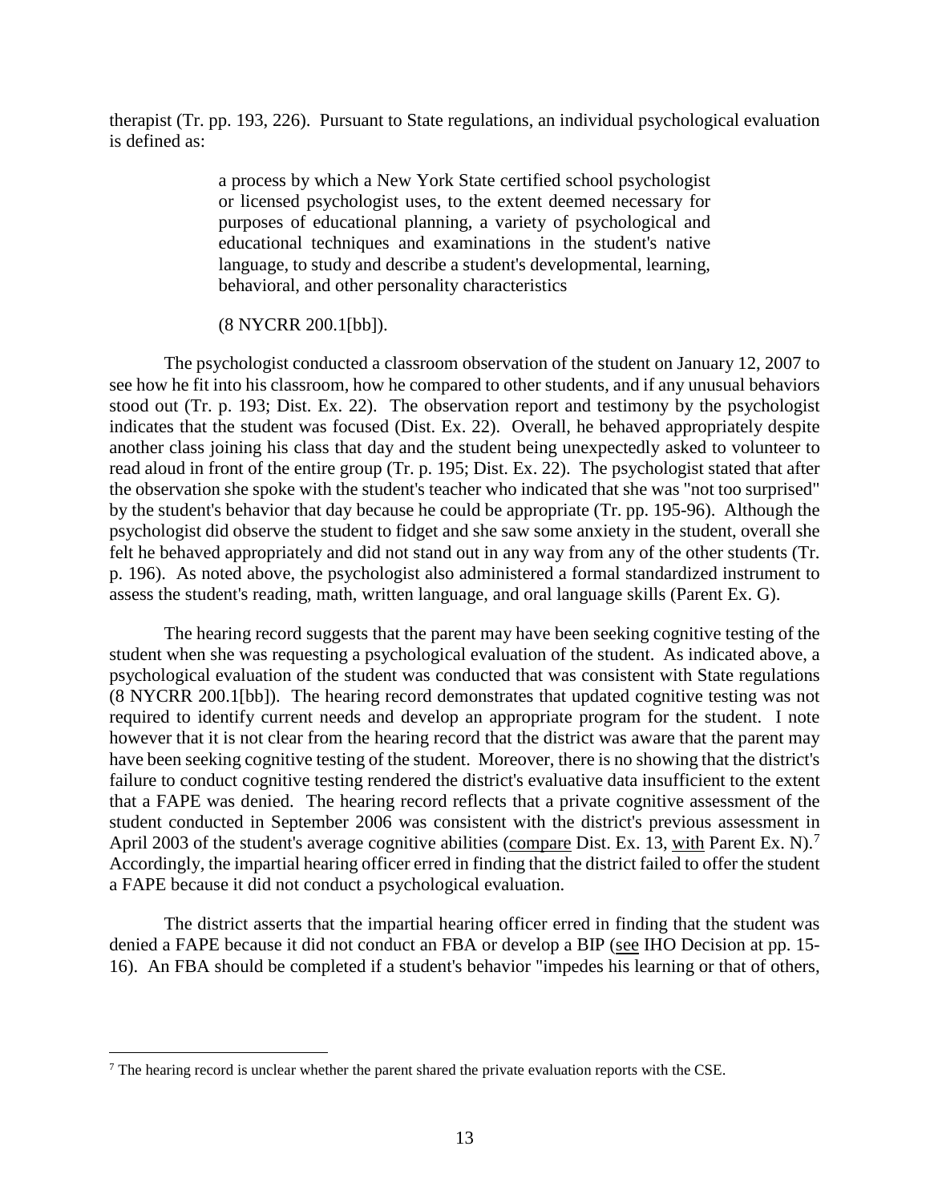therapist (Tr. pp. 193, 226). Pursuant to State regulations, an individual psychological evaluation is defined as:

> a process by which a New York State certified school psychologist or licensed psychologist uses, to the extent deemed necessary for purposes of educational planning, a variety of psychological and educational techniques and examinations in the student's native language, to study and describe a student's developmental, learning, behavioral, and other personality characteristics
>
> (8 NYCRR 200.1[bb]).

The psychologist conducted a classroom observation of the student on January 12, 2007 to see how he fit into his classroom, how he compared to other students, and if any unusual behaviors stood out (Tr. p. 193; Dist. Ex. 22). The observation report and testimony by the psychologist indicates that the student was focused (Dist. Ex. 22). Overall, he behaved appropriately despite another class joining his class that day and the student being unexpectedly asked to volunteer to read aloud in front of the entire group (Tr. p. 195; Dist. Ex. 22). The psychologist stated that after the observation she spoke with the student's teacher who indicated that she was "not too surprised" by the student's behavior that day because he could be appropriate (Tr. pp. 195-96). Although the psychologist did observe the student to fidget and she saw some anxiety in the student, overall she felt he behaved appropriately and did not stand out in any way from any of the other students (Tr. p. 196). As noted above, the psychologist also administered a formal standardized instrument to assess the student's reading, math, written language, and oral language skills (Parent Ex. G).

The hearing record suggests that the parent may have been seeking cognitive testing of the student when she was requesting a psychological evaluation of the student. As indicated above, a psychological evaluation of the student was conducted that was consistent with State regulations (8 NYCRR 200.1[bb]). The hearing record demonstrates that updated cognitive testing was not required to identify current needs and develop an appropriate program for the student. I note however that it is not clear from the hearing record that the district was aware that the parent may have been seeking cognitive testing of the student. Moreover, there is no showing that the district's failure to conduct cognitive testing rendered the district's evaluative data insufficient to the extent that a FAPE was denied. The hearing record reflects that a private cognitive assessment of the student conducted in September 2006 was consistent with the district's previous assessment in April 2003 of the student's average cognitive abilities (compare Dist. Ex. 13, with Parent Ex. N).[7] Accordingly, the impartial hearing officer erred in finding that the district failed to offer the student a FAPE because it did not conduct a psychological evaluation.

The district asserts that the impartial hearing officer erred in finding that the student was denied a FAPE because it did not conduct an FBA or develop a BIP (see IHO Decision at pp. 15-16). An FBA should be completed if a student's behavior "impedes his learning or that of others,

---

[7] The hearing record is unclear whether the parent shared the private evaluation reports with the CSE.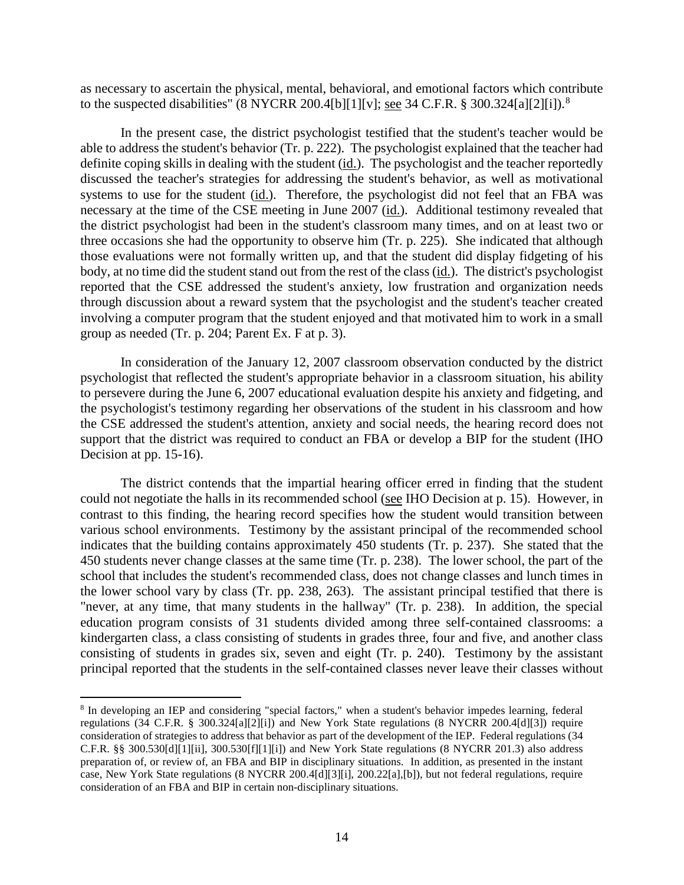as necessary to ascertain the physical, mental, behavioral, and emotional factors which contribute to the suspected disabilities" (8 NYCRR 200.4[b][1][v]; see 34 C.F.R. § 300.324[a][2][i]).[8]

In the present case, the district psychologist testified that the student's teacher would be able to address the student's behavior (Tr. p. 222). The psychologist explained that the teacher had definite coping skills in dealing with the student (id.). The psychologist and the teacher reportedly discussed the teacher's strategies for addressing the student's behavior, as well as motivational systems to use for the student (id.). Therefore, the psychologist did not feel that an FBA was necessary at the time of the CSE meeting in June 2007 (id.). Additional testimony revealed that the district psychologist had been in the student's classroom many times, and on at least two or three occasions she had the opportunity to observe him (Tr. p. 225). She indicated that although those evaluations were not formally written up, and that the student did display fidgeting of his body, at no time did the student stand out from the rest of the class (id.). The district's psychologist reported that the CSE addressed the student's anxiety, low frustration and organization needs through discussion about a reward system that the psychologist and the student's teacher created involving a computer program that the student enjoyed and that motivated him to work in a small group as needed (Tr. p. 204; Parent Ex. F at p. 3).

In consideration of the January 12, 2007 classroom observation conducted by the district psychologist that reflected the student's appropriate behavior in a classroom situation, his ability to persevere during the June 6, 2007 educational evaluation despite his anxiety and fidgeting, and the psychologist's testimony regarding her observations of the student in his classroom and how the CSE addressed the student's attention, anxiety and social needs, the hearing record does not support that the district was required to conduct an FBA or develop a BIP for the student (IHO Decision at pp. 15-16).

The district contends that the impartial hearing officer erred in finding that the student could not negotiate the halls in its recommended school (see IHO Decision at p. 15). However, in contrast to this finding, the hearing record specifies how the student would transition between various school environments. Testimony by the assistant principal of the recommended school indicates that the building contains approximately 450 students (Tr. p. 237). She stated that the 450 students never change classes at the same time (Tr. p. 238). The lower school, the part of the school that includes the student's recommended class, does not change classes and lunch times in the lower school vary by class (Tr. pp. 238, 263). The assistant principal testified that there is "never, at any time, that many students in the hallway" (Tr. p. 238). In addition, the special education program consists of 31 students divided among three self-contained classrooms: a kindergarten class, a class consisting of students in grades three, four and five, and another class consisting of students in grades six, seven and eight (Tr. p. 240). Testimony by the assistant principal reported that the students in the self-contained classes never leave their classes without

---

[8] In developing an IEP and considering "special factors," when a student's behavior impedes learning, federal regulations (34 C.F.R. § 300.324[a][2][i]) and New York State regulations (8 NYCRR 200.4[d][3]) require consideration of strategies to address that behavior as part of the development of the IEP. Federal regulations (34 C.F.R. §§ 300.530[d][1][ii], 300.530[f][1][i]) and New York State regulations (8 NYCRR 201.3) also address preparation of, or review of, an FBA and BIP in disciplinary situations. In addition, as presented in the instant case, New York State regulations (8 NYCRR 200.4[d][3][i], 200.22[a],[b]), but not federal regulations, require consideration of an FBA and BIP in certain non-disciplinary situations.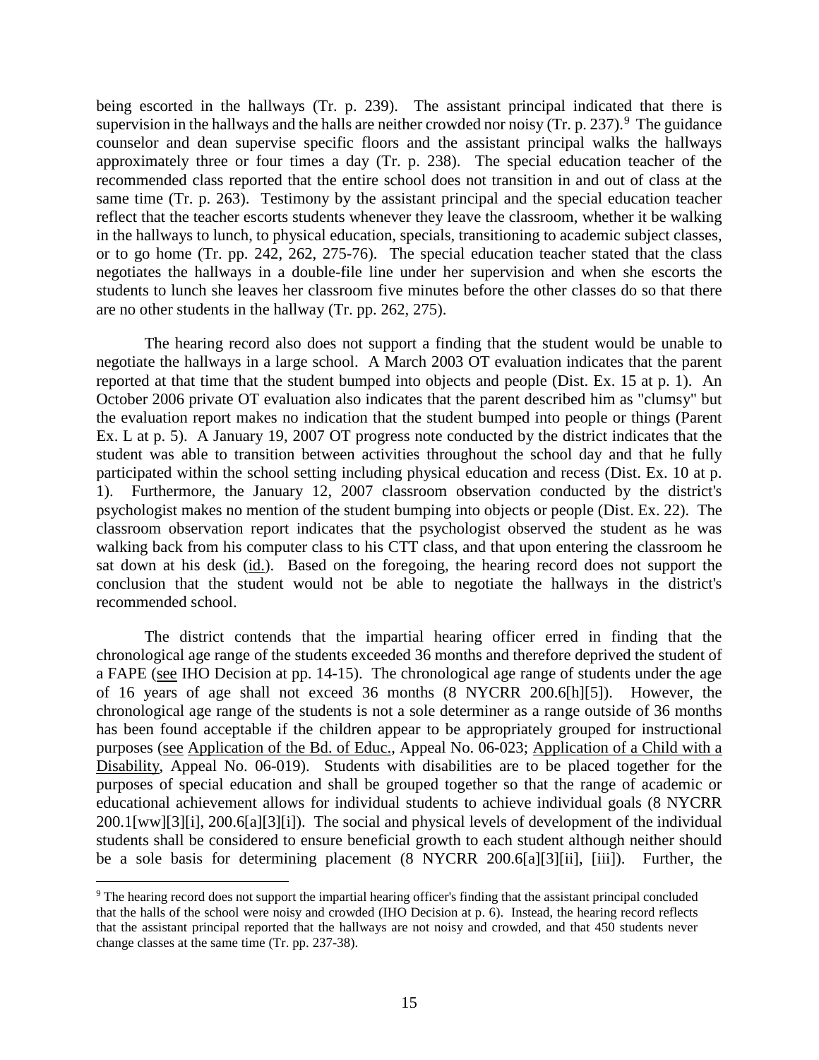being escorted in the hallways (Tr. p. 239). The assistant principal indicated that there is supervision in the hallways and the halls are neither crowded nor noisy (Tr. p. 237).[9] The guidance counselor and dean supervise specific floors and the assistant principal walks the hallways approximately three or four times a day (Tr. p. 238). The special education teacher of the recommended class reported that the entire school does not transition in and out of class at the same time (Tr. p. 263). Testimony by the assistant principal and the special education teacher reflect that the teacher escorts students whenever they leave the classroom, whether it be walking in the hallways to lunch, to physical education, specials, transitioning to academic subject classes, or to go home (Tr. pp. 242, 262, 275-76). The special education teacher stated that the class negotiates the hallways in a double-file line under her supervision and when she escorts the students to lunch she leaves her classroom five minutes before the other classes do so that there are no other students in the hallway (Tr. pp. 262, 275).

The hearing record also does not support a finding that the student would be unable to negotiate the hallways in a large school. A March 2003 OT evaluation indicates that the parent reported at that time that the student bumped into objects and people (Dist. Ex. 15 at p. 1). An October 2006 private OT evaluation also indicates that the parent described him as "clumsy" but the evaluation report makes no indication that the student bumped into people or things (Parent Ex. L at p. 5). A January 19, 2007 OT progress note conducted by the district indicates that the student was able to transition between activities throughout the school day and that he fully participated within the school setting including physical education and recess (Dist. Ex. 10 at p. 1). Furthermore, the January 12, 2007 classroom observation conducted by the district's psychologist makes no mention of the student bumping into objects or people (Dist. Ex. 22). The classroom observation report indicates that the psychologist observed the student as he was walking back from his computer class to his CTT class, and that upon entering the classroom he sat down at his desk (id.). Based on the foregoing, the hearing record does not support the conclusion that the student would not be able to negotiate the hallways in the district's recommended school.

The district contends that the impartial hearing officer erred in finding that the chronological age range of the students exceeded 36 months and therefore deprived the student of a FAPE (see IHO Decision at pp. 14-15). The chronological age range of students under the age of 16 years of age shall not exceed 36 months (8 NYCRR 200.6[h][5]). However, the chronological age range of the students is not a sole determiner as a range outside of 36 months has been found acceptable if the children appear to be appropriately grouped for instructional purposes (see Application of the Bd. of Educ., Appeal No. 06-023; Application of a Child with a Disability, Appeal No. 06-019). Students with disabilities are to be placed together for the purposes of special education and shall be grouped together so that the range of academic or educational achievement allows for individual students to achieve individual goals (8 NYCRR 200.1[ww][3][i], 200.6[a][3][i]). The social and physical levels of development of the individual students shall be considered to ensure beneficial growth to each student although neither should be a sole basis for determining placement (8 NYCRR 200.6[a][3][ii], [iii]). Further, the

[9] The hearing record does not support the impartial hearing officer's finding that the assistant principal concluded that the halls of the school were noisy and crowded (IHO Decision at p. 6). Instead, the hearing record reflects that the assistant principal reported that the hallways are not noisy and crowded, and that 450 students never change classes at the same time (Tr. pp. 237-38).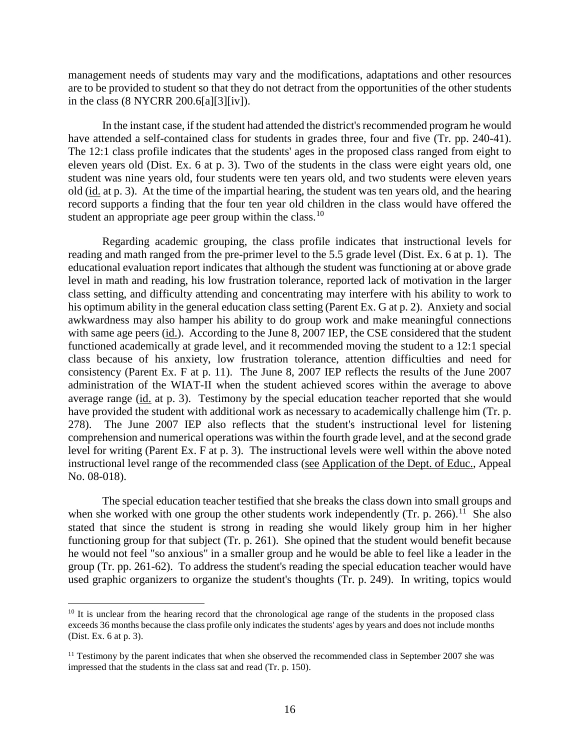management needs of students may vary and the modifications, adaptations and other resources are to be provided to student so that they do not detract from the opportunities of the other students in the class (8 NYCRR 200.6[a][3][iv]).

In the instant case, if the student had attended the district's recommended program he would have attended a self-contained class for students in grades three, four and five (Tr. pp. 240-41). The 12:1 class profile indicates that the students' ages in the proposed class ranged from eight to eleven years old (Dist. Ex. 6 at p. 3). Two of the students in the class were eight years old, one student was nine years old, four students were ten years old, and two students were eleven years old (id. at p. 3). At the time of the impartial hearing, the student was ten years old, and the hearing record supports a finding that the four ten year old children in the class would have offered the student an appropriate age peer group within the class.[10]

Regarding academic grouping, the class profile indicates that instructional levels for reading and math ranged from the pre-primer level to the 5.5 grade level (Dist. Ex. 6 at p. 1). The educational evaluation report indicates that although the student was functioning at or above grade level in math and reading, his low frustration tolerance, reported lack of motivation in the larger class setting, and difficulty attending and concentrating may interfere with his ability to work to his optimum ability in the general education class setting (Parent Ex. G at p. 2). Anxiety and social awkwardness may also hamper his ability to do group work and make meaningful connections with same age peers (id.). According to the June 8, 2007 IEP, the CSE considered that the student functioned academically at grade level, and it recommended moving the student to a 12:1 special class because of his anxiety, low frustration tolerance, attention difficulties and need for consistency (Parent Ex. F at p. 11). The June 8, 2007 IEP reflects the results of the June 2007 administration of the WIAT-II when the student achieved scores within the average to above average range (id. at p. 3). Testimony by the special education teacher reported that she would have provided the student with additional work as necessary to academically challenge him (Tr. p. 278). The June 2007 IEP also reflects that the student's instructional level for listening comprehension and numerical operations was within the fourth grade level, and at the second grade level for writing (Parent Ex. F at p. 3). The instructional levels were well within the above noted instructional level range of the recommended class (see Application of the Dept. of Educ., Appeal No. 08-018).

The special education teacher testified that she breaks the class down into small groups and when she worked with one group the other students work independently (Tr. p. 266).[11] She also stated that since the student is strong in reading she would likely group him in her higher functioning group for that subject (Tr. p. 261). She opined that the student would benefit because he would not feel "so anxious" in a smaller group and he would be able to feel like a leader in the group (Tr. pp. 261-62). To address the student's reading the special education teacher would have used graphic organizers to organize the student's thoughts (Tr. p. 249). In writing, topics would

---

[10] It is unclear from the hearing record that the chronological age range of the students in the proposed class exceeds 36 months because the class profile only indicates the students' ages by years and does not include months (Dist. Ex. 6 at p. 3).

[11] Testimony by the parent indicates that when she observed the recommended class in September 2007 she was impressed that the students in the class sat and read (Tr. p. 150).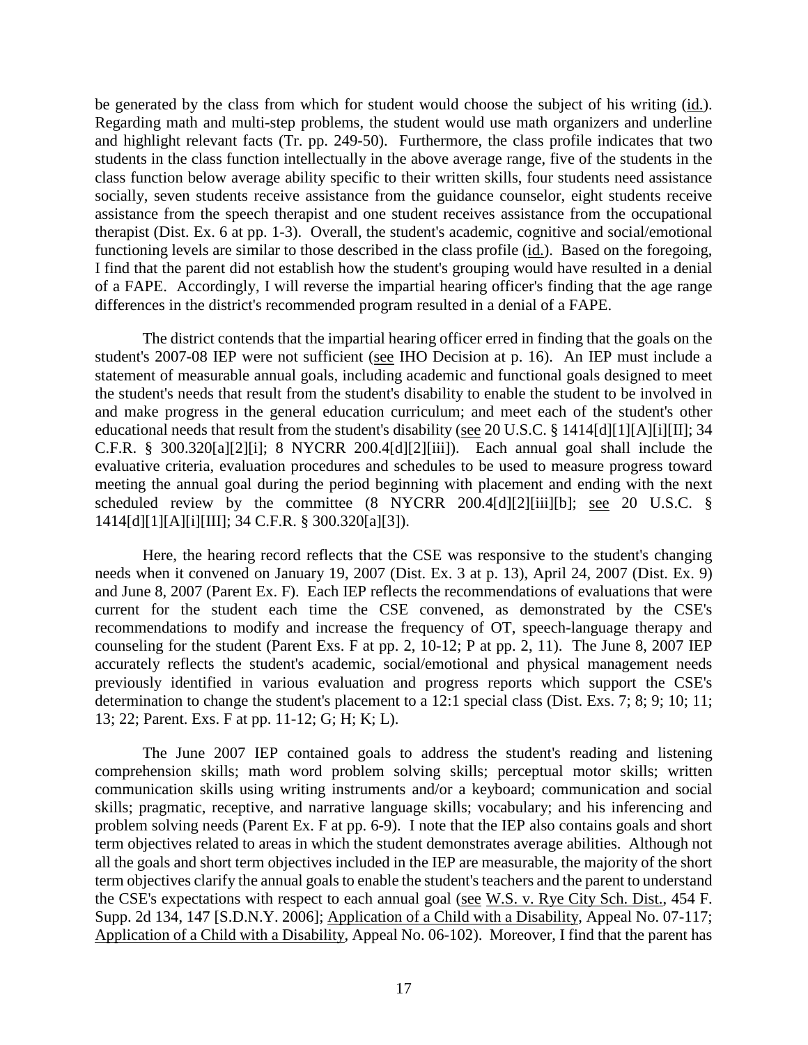be generated by the class from which for student would choose the subject of his writing (id.). Regarding math and multi-step problems, the student would use math organizers and underline and highlight relevant facts (Tr. pp. 249-50). Furthermore, the class profile indicates that two students in the class function intellectually in the above average range, five of the students in the class function below average ability specific to their written skills, four students need assistance socially, seven students receive assistance from the guidance counselor, eight students receive assistance from the speech therapist and one student receives assistance from the occupational therapist (Dist. Ex. 6 at pp. 1-3). Overall, the student's academic, cognitive and social/emotional functioning levels are similar to those described in the class profile (id.). Based on the foregoing, I find that the parent did not establish how the student's grouping would have resulted in a denial of a FAPE. Accordingly, I will reverse the impartial hearing officer's finding that the age range differences in the district's recommended program resulted in a denial of a FAPE.

The district contends that the impartial hearing officer erred in finding that the goals on the student's 2007-08 IEP were not sufficient (see IHO Decision at p. 16). An IEP must include a statement of measurable annual goals, including academic and functional goals designed to meet the student's needs that result from the student's disability to enable the student to be involved in and make progress in the general education curriculum; and meet each of the student's other educational needs that result from the student's disability (see 20 U.S.C. § 1414[d][1][A][i][II]; 34 C.F.R. § 300.320[a][2][i]; 8 NYCRR 200.4[d][2][iii]). Each annual goal shall include the evaluative criteria, evaluation procedures and schedules to be used to measure progress toward meeting the annual goal during the period beginning with placement and ending with the next scheduled review by the committee (8 NYCRR 200.4[d][2][iii][b]; see 20 U.S.C. § 1414[d][1][A][i][III]; 34 C.F.R. § 300.320[a][3]).

Here, the hearing record reflects that the CSE was responsive to the student's changing needs when it convened on January 19, 2007 (Dist. Ex. 3 at p. 13), April 24, 2007 (Dist. Ex. 9) and June 8, 2007 (Parent Ex. F). Each IEP reflects the recommendations of evaluations that were current for the student each time the CSE convened, as demonstrated by the CSE's recommendations to modify and increase the frequency of OT, speech-language therapy and counseling for the student (Parent Exs. F at pp. 2, 10-12; P at pp. 2, 11). The June 8, 2007 IEP accurately reflects the student's academic, social/emotional and physical management needs previously identified in various evaluation and progress reports which support the CSE's determination to change the student's placement to a 12:1 special class (Dist. Exs. 7; 8; 9; 10; 11; 13; 22; Parent. Exs. F at pp. 11-12; G; H; K; L).

The June 2007 IEP contained goals to address the student's reading and listening comprehension skills; math word problem solving skills; perceptual motor skills; written communication skills using writing instruments and/or a keyboard; communication and social skills; pragmatic, receptive, and narrative language skills; vocabulary; and his inferencing and problem solving needs (Parent Ex. F at pp. 6-9). I note that the IEP also contains goals and short term objectives related to areas in which the student demonstrates average abilities. Although not all the goals and short term objectives included in the IEP are measurable, the majority of the short term objectives clarify the annual goals to enable the student's teachers and the parent to understand the CSE's expectations with respect to each annual goal (see W.S. v. Rye City Sch. Dist., 454 F. Supp. 2d 134, 147 [S.D.N.Y. 2006]; Application of a Child with a Disability, Appeal No. 07-117; Application of a Child with a Disability, Appeal No. 06-102). Moreover, I find that the parent has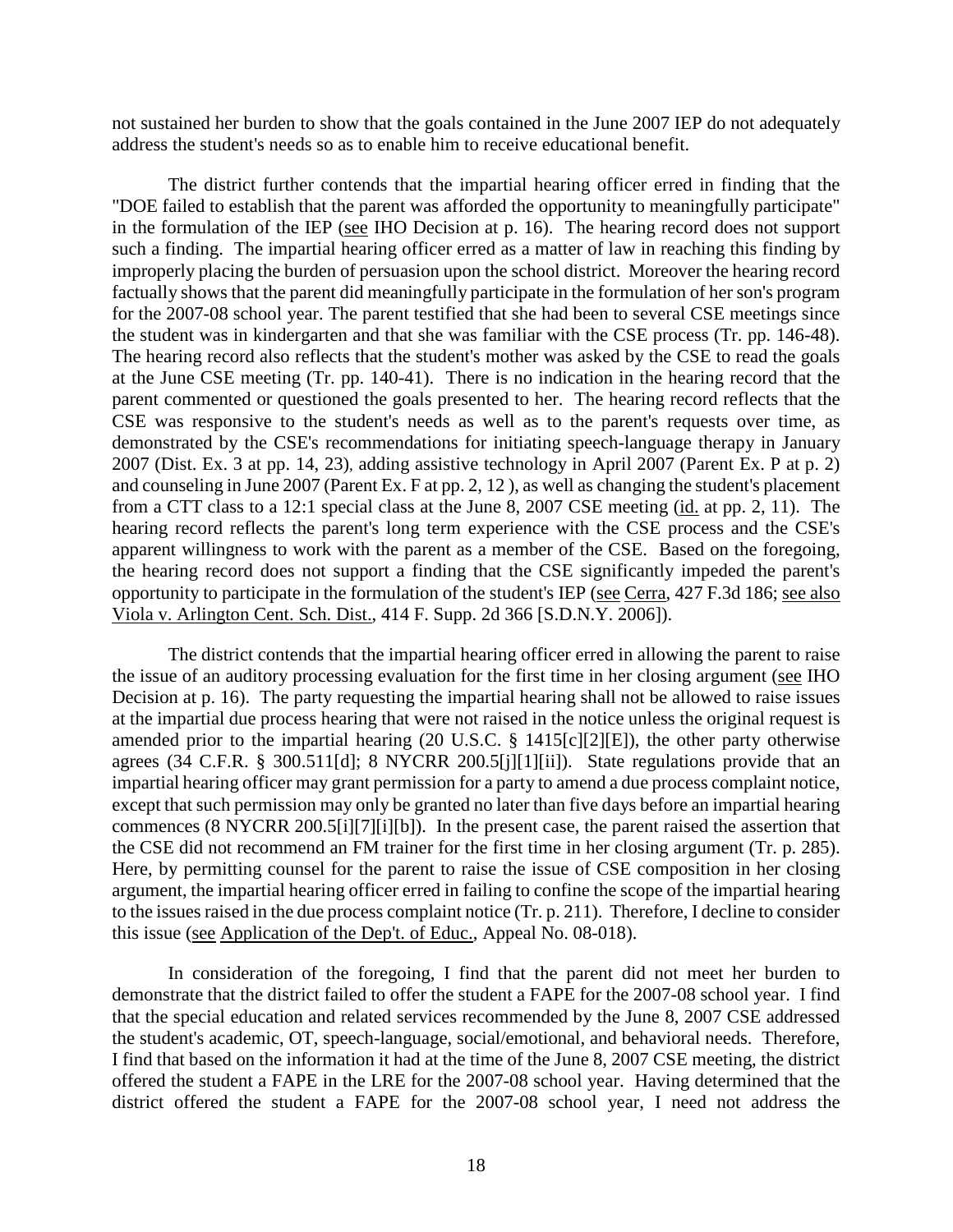not sustained her burden to show that the goals contained in the June 2007 IEP do not adequately address the student's needs so as to enable him to receive educational benefit.

The district further contends that the impartial hearing officer erred in finding that the "DOE failed to establish that the parent was afforded the opportunity to meaningfully participate" in the formulation of the IEP (see IHO Decision at p. 16). The hearing record does not support such a finding. The impartial hearing officer erred as a matter of law in reaching this finding by improperly placing the burden of persuasion upon the school district. Moreover the hearing record factually shows that the parent did meaningfully participate in the formulation of her son's program for the 2007-08 school year. The parent testified that she had been to several CSE meetings since the student was in kindergarten and that she was familiar with the CSE process (Tr. pp. 146-48). The hearing record also reflects that the student's mother was asked by the CSE to read the goals at the June CSE meeting (Tr. pp. 140-41). There is no indication in the hearing record that the parent commented or questioned the goals presented to her. The hearing record reflects that the CSE was responsive to the student's needs as well as to the parent's requests over time, as demonstrated by the CSE's recommendations for initiating speech-language therapy in January 2007 (Dist. Ex. 3 at pp. 14, 23), adding assistive technology in April 2007 (Parent Ex. P at p. 2) and counseling in June 2007 (Parent Ex. F at pp. 2, 12 ), as well as changing the student's placement from a CTT class to a 12:1 special class at the June 8, 2007 CSE meeting (id. at pp. 2, 11). The hearing record reflects the parent's long term experience with the CSE process and the CSE's apparent willingness to work with the parent as a member of the CSE. Based on the foregoing, the hearing record does not support a finding that the CSE significantly impeded the parent's opportunity to participate in the formulation of the student's IEP (see Cerra, 427 F.3d 186; see also Viola v. Arlington Cent. Sch. Dist., 414 F. Supp. 2d 366 [S.D.N.Y. 2006]).

The district contends that the impartial hearing officer erred in allowing the parent to raise the issue of an auditory processing evaluation for the first time in her closing argument (see IHO Decision at p. 16). The party requesting the impartial hearing shall not be allowed to raise issues at the impartial due process hearing that were not raised in the notice unless the original request is amended prior to the impartial hearing (20 U.S.C. § 1415[c][2][E]), the other party otherwise agrees (34 C.F.R. § 300.511[d]; 8 NYCRR 200.5[j][1][ii]). State regulations provide that an impartial hearing officer may grant permission for a party to amend a due process complaint notice, except that such permission may only be granted no later than five days before an impartial hearing commences (8 NYCRR 200.5[i][7][i][b]). In the present case, the parent raised the assertion that the CSE did not recommend an FM trainer for the first time in her closing argument (Tr. p. 285). Here, by permitting counsel for the parent to raise the issue of CSE composition in her closing argument, the impartial hearing officer erred in failing to confine the scope of the impartial hearing to the issues raised in the due process complaint notice (Tr. p. 211). Therefore, I decline to consider this issue (see Application of the Dep't. of Educ., Appeal No. 08-018).

In consideration of the foregoing, I find that the parent did not meet her burden to demonstrate that the district failed to offer the student a FAPE for the 2007-08 school year. I find that the special education and related services recommended by the June 8, 2007 CSE addressed the student's academic, OT, speech-language, social/emotional, and behavioral needs. Therefore, I find that based on the information it had at the time of the June 8, 2007 CSE meeting, the district offered the student a FAPE in the LRE for the 2007-08 school year. Having determined that the district offered the student a FAPE for the 2007-08 school year, I need not address the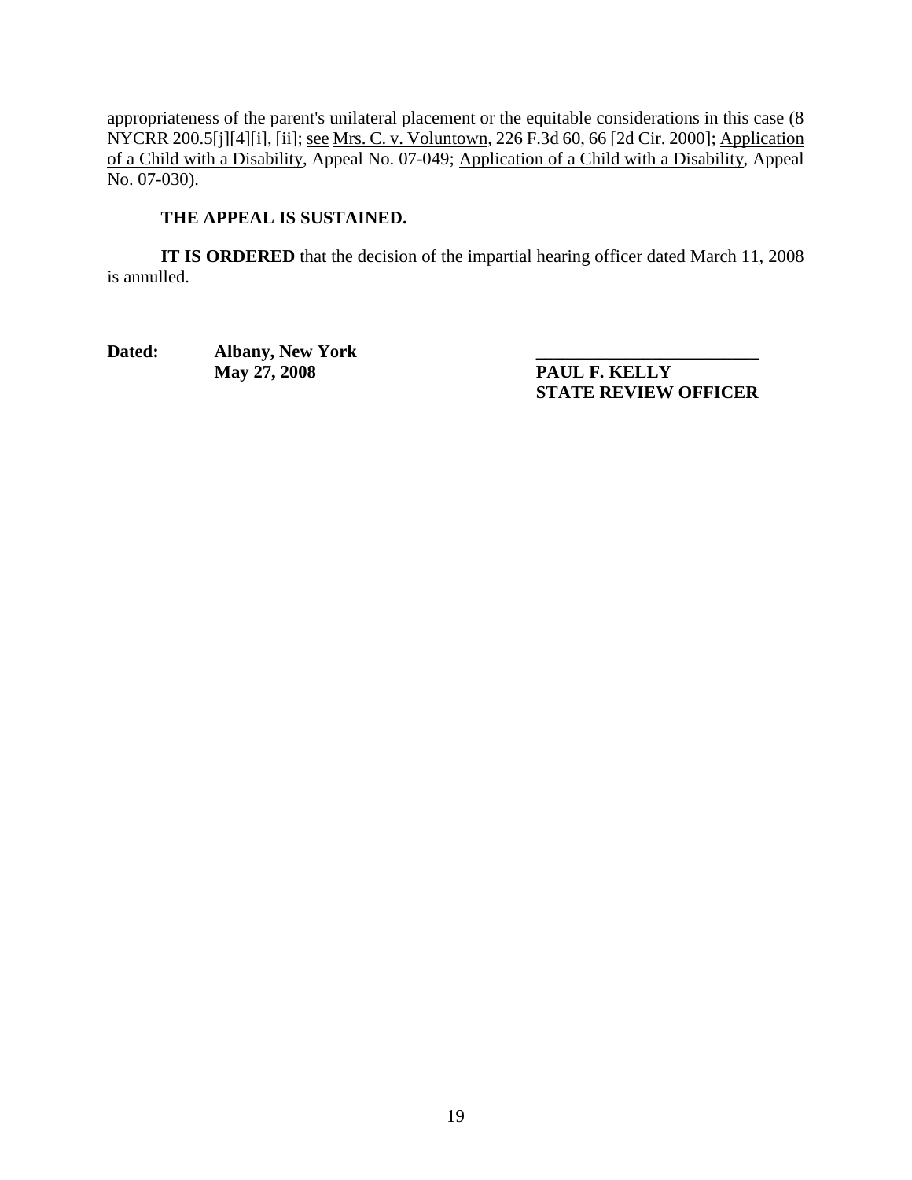appropriateness of the parent's unilateral placement or the equitable considerations in this case (8 NYCRR 200.5[j][4][i], [ii]; see Mrs. C. v. Voluntown, 226 F.3d 60, 66 [2d Cir. 2000]; Application of a Child with a Disability, Appeal No. 07-049; Application of a Child with a Disability, Appeal No. 07-030).

**THE APPEAL IS SUSTAINED.**

**IT IS ORDERED** that the decision of the impartial hearing officer dated March 11, 2008 is annulled.

**Dated:** **Albany, New York**
**May 27, 2008**

**PAUL F. KELLY**
**STATE REVIEW OFFICER**